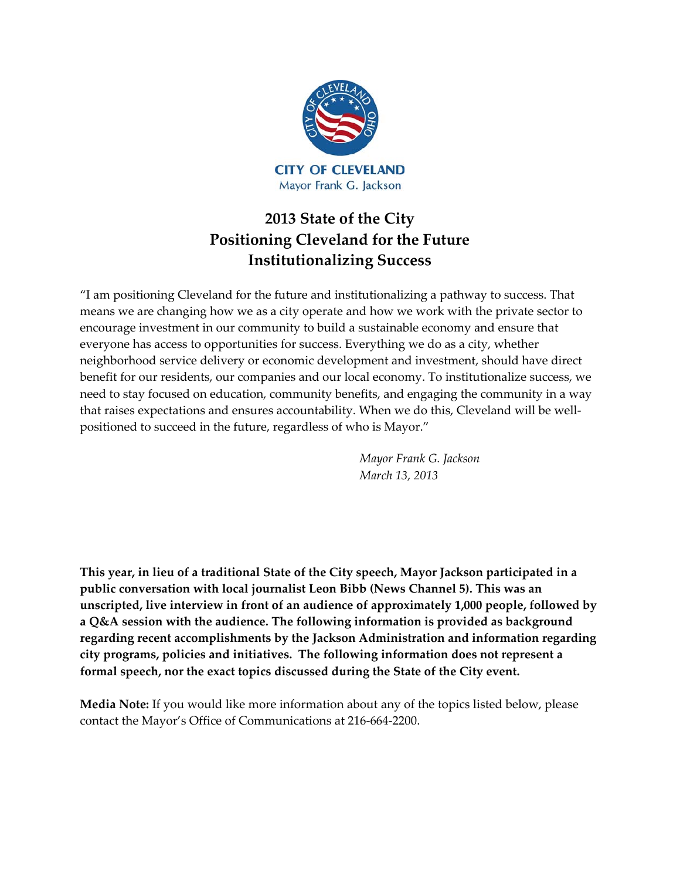**CITY OF CLEVELAND**
Mayor Frank G. Jackson

# 2013 State of the City
## Positioning Cleveland for the Future
## Institutionalizing Success

"I am positioning Cleveland for the future and institutionalizing a pathway to success. That means we are changing how we as a city operate and how we work with the private sector to encourage investment in our community to build a sustainable economy and ensure that everyone has access to opportunities for success. Everything we do as a city, whether neighborhood service delivery or economic development and investment, should have direct benefit for our residents, our companies and our local economy. To institutionalize success, we need to stay focused on education, community benefits, and engaging the community in a way that raises expectations and ensures accountability. When we do this, Cleveland will be well-positioned to succeed in the future, regardless of who is Mayor."

*Mayor Frank G. Jackson*
*March 13, 2013*

**This year, in lieu of a traditional State of the City speech, Mayor Jackson participated in a public conversation with local journalist Leon Bibb (News Channel 5). This was an unscripted, live interview in front of an audience of approximately 1,000 people, followed by a Q&A session with the audience. The following information is provided as background regarding recent accomplishments by the Jackson Administration and information regarding city programs, policies and initiatives. The following information does not represent a formal speech, nor the exact topics discussed during the State of the City event.**

**Media Note:** If you would like more information about any of the topics listed below, please contact the Mayor's Office of Communications at 216-664-2200.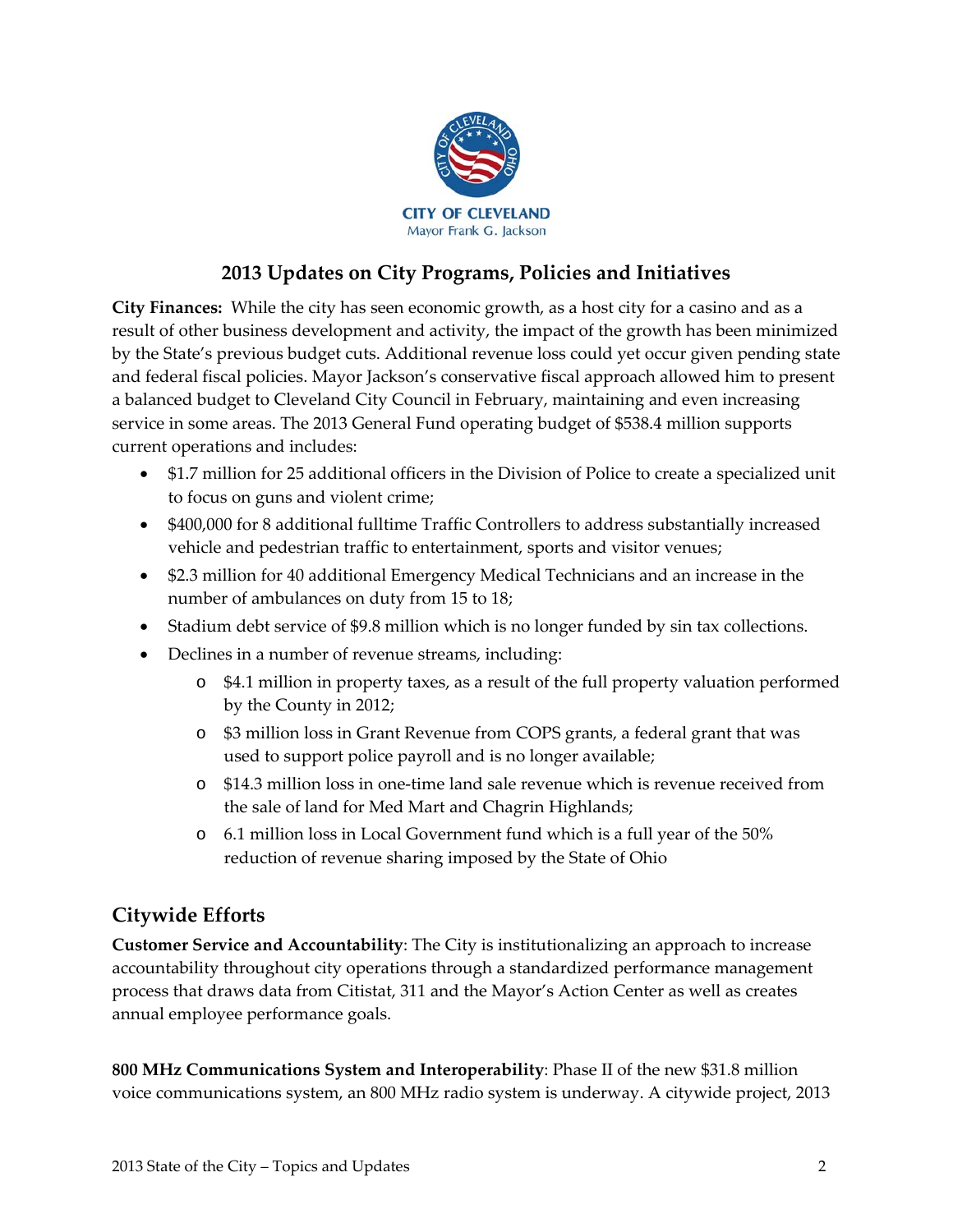CITY OF CLEVELAND
Mayor Frank G. Jackson

## 2013 Updates on City Programs, Policies and Initiatives

**City Finances:** While the city has seen economic growth, as a host city for a casino and as a result of other business development and activity, the impact of the growth has been minimized by the State's previous budget cuts. Additional revenue loss could yet occur given pending state and federal fiscal policies. Mayor Jackson's conservative fiscal approach allowed him to present a balanced budget to Cleveland City Council in February, maintaining and even increasing service in some areas. The 2013 General Fund operating budget of $538.4 million supports current operations and includes:

- $1.7 million for 25 additional officers in the Division of Police to create a specialized unit to focus on guns and violent crime;
- $400,000 for 8 additional fulltime Traffic Controllers to address substantially increased vehicle and pedestrian traffic to entertainment, sports and visitor venues;
- $2.3 million for 40 additional Emergency Medical Technicians and an increase in the number of ambulances on duty from 15 to 18;
- Stadium debt service of $9.8 million which is no longer funded by sin tax collections.
- Declines in a number of revenue streams, including:
  - $4.1 million in property taxes, as a result of the full property valuation performed by the County in 2012;
  - $3 million loss in Grant Revenue from COPS grants, a federal grant that was used to support police payroll and is no longer available;
  - $14.3 million loss in one-time land sale revenue which is revenue received from the sale of land for Med Mart and Chagrin Highlands;
  - 6.1 million loss in Local Government fund which is a full year of the 50% reduction of revenue sharing imposed by the State of Ohio

## Citywide Efforts

**Customer Service and Accountability**: The City is institutionalizing an approach to increase accountability throughout city operations through a standardized performance management process that draws data from Citistat, 311 and the Mayor's Action Center as well as creates annual employee performance goals.

**800 MHz Communications System and Interoperability**: Phase II of the new $31.8 million voice communications system, an 800 MHz radio system is underway. A citywide project, 2013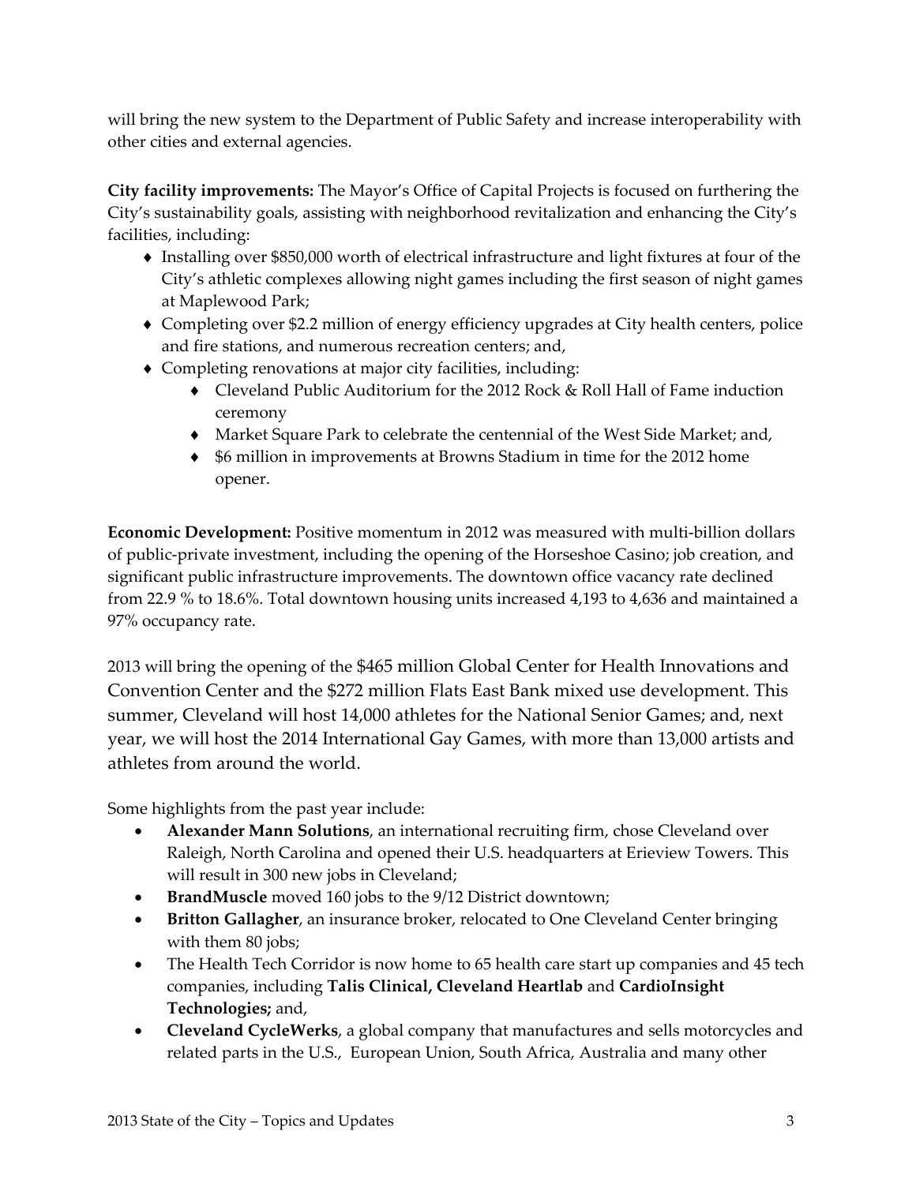will bring the new system to the Department of Public Safety and increase interoperability with other cities and external agencies.

**City facility improvements:** The Mayor's Office of Capital Projects is focused on furthering the City's sustainability goals, assisting with neighborhood revitalization and enhancing the City's facilities, including:

- Installing over $850,000 worth of electrical infrastructure and light fixtures at four of the City's athletic complexes allowing night games including the first season of night games at Maplewood Park;
- Completing over $2.2 million of energy efficiency upgrades at City health centers, police and fire stations, and numerous recreation centers; and,
- Completing renovations at major city facilities, including:
    - Cleveland Public Auditorium for the 2012 Rock & Roll Hall of Fame induction ceremony
    - Market Square Park to celebrate the centennial of the West Side Market; and,
    - $6 million in improvements at Browns Stadium in time for the 2012 home opener.

**Economic Development:** Positive momentum in 2012 was measured with multi-billion dollars of public-private investment, including the opening of the Horseshoe Casino; job creation, and significant public infrastructure improvements. The downtown office vacancy rate declined from 22.9 % to 18.6%. Total downtown housing units increased 4,193 to 4,636 and maintained a 97% occupancy rate.

2013 will bring the opening of the $465 million Global Center for Health Innovations and Convention Center and the $272 million Flats East Bank mixed use development. This summer, Cleveland will host 14,000 athletes for the National Senior Games; and, next year, we will host the 2014 International Gay Games, with more than 13,000 artists and athletes from around the world.

Some highlights from the past year include:

- **Alexander Mann Solutions**, an international recruiting firm, chose Cleveland over Raleigh, North Carolina and opened their U.S. headquarters at Erieview Towers. This will result in 300 new jobs in Cleveland;
- **BrandMuscle** moved 160 jobs to the 9/12 District downtown;
- **Britton Gallagher**, an insurance broker, relocated to One Cleveland Center bringing with them 80 jobs;
- The Health Tech Corridor is now home to 65 health care start up companies and 45 tech companies, including **Talis Clinical, Cleveland Heartlab** and **CardioInsight Technologies;** and,
- **Cleveland CycleWerks**, a global company that manufactures and sells motorcycles and related parts in the U.S., European Union, South Africa, Australia and many other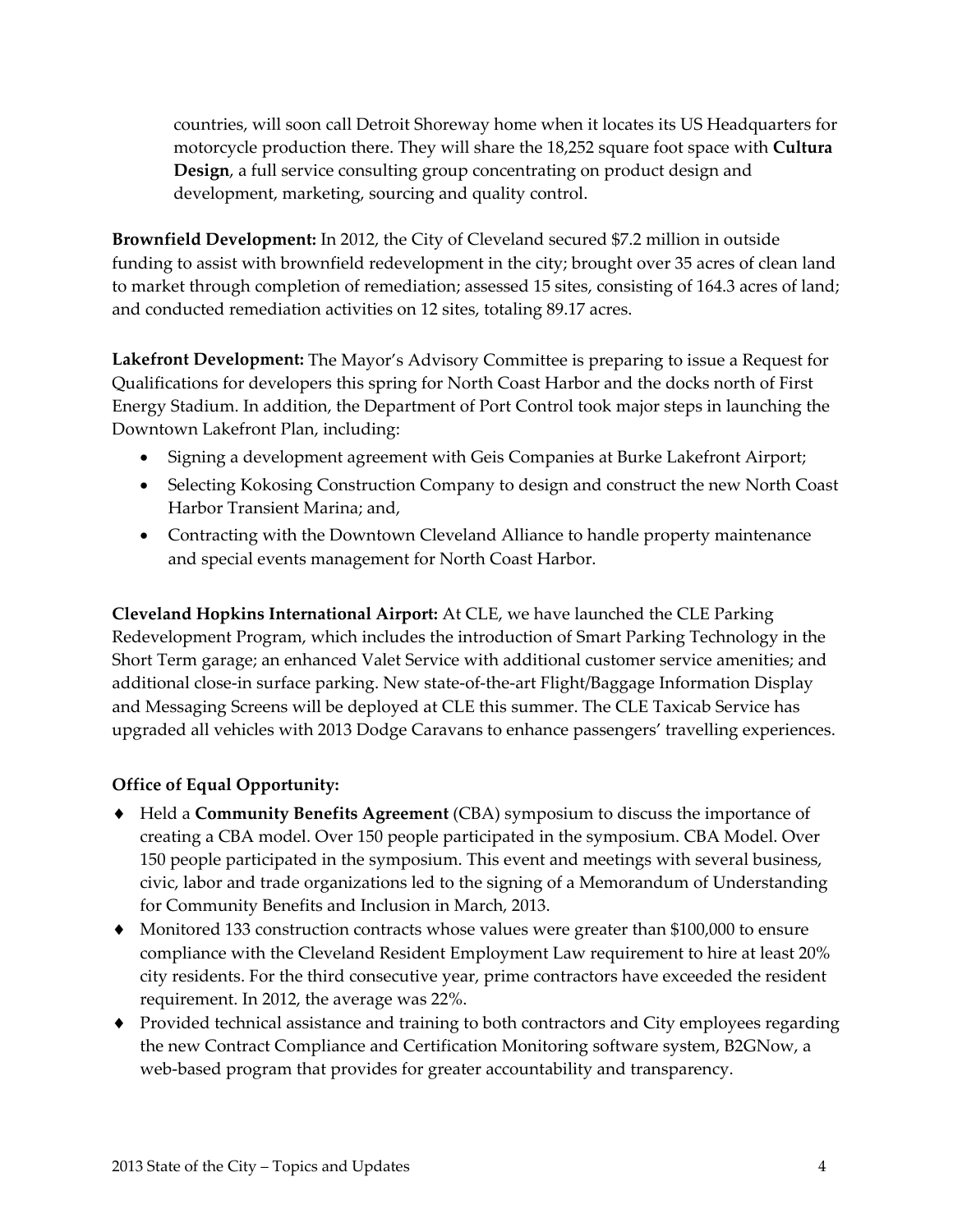countries, will soon call Detroit Shoreway home when it locates its US Headquarters for motorcycle production there. They will share the 18,252 square foot space with **Cultura Design**, a full service consulting group concentrating on product design and development, marketing, sourcing and quality control.

**Brownfield Development:** In 2012, the City of Cleveland secured $7.2 million in outside funding to assist with brownfield redevelopment in the city; brought over 35 acres of clean land to market through completion of remediation; assessed 15 sites, consisting of 164.3 acres of land; and conducted remediation activities on 12 sites, totaling 89.17 acres.

**Lakefront Development:** The Mayor's Advisory Committee is preparing to issue a Request for Qualifications for developers this spring for North Coast Harbor and the docks north of First Energy Stadium. In addition, the Department of Port Control took major steps in launching the Downtown Lakefront Plan, including:

- Signing a development agreement with Geis Companies at Burke Lakefront Airport;
- Selecting Kokosing Construction Company to design and construct the new North Coast Harbor Transient Marina; and,
- Contracting with the Downtown Cleveland Alliance to handle property maintenance and special events management for North Coast Harbor.

**Cleveland Hopkins International Airport:** At CLE, we have launched the CLE Parking Redevelopment Program, which includes the introduction of Smart Parking Technology in the Short Term garage; an enhanced Valet Service with additional customer service amenities; and additional close-in surface parking. New state-of-the-art Flight/Baggage Information Display and Messaging Screens will be deployed at CLE this summer. The CLE Taxicab Service has upgraded all vehicles with 2013 Dodge Caravans to enhance passengers' travelling experiences.

**Office of Equal Opportunity:**

- Held a **Community Benefits Agreement** (CBA) symposium to discuss the importance of creating a CBA model. Over 150 people participated in the symposium. CBA Model. Over 150 people participated in the symposium. This event and meetings with several business, civic, labor and trade organizations led to the signing of a Memorandum of Understanding for Community Benefits and Inclusion in March, 2013.
- Monitored 133 construction contracts whose values were greater than $100,000 to ensure compliance with the Cleveland Resident Employment Law requirement to hire at least 20% city residents. For the third consecutive year, prime contractors have exceeded the resident requirement. In 2012, the average was 22%.
- Provided technical assistance and training to both contractors and City employees regarding the new Contract Compliance and Certification Monitoring software system, B2GNow, a web-based program that provides for greater accountability and transparency.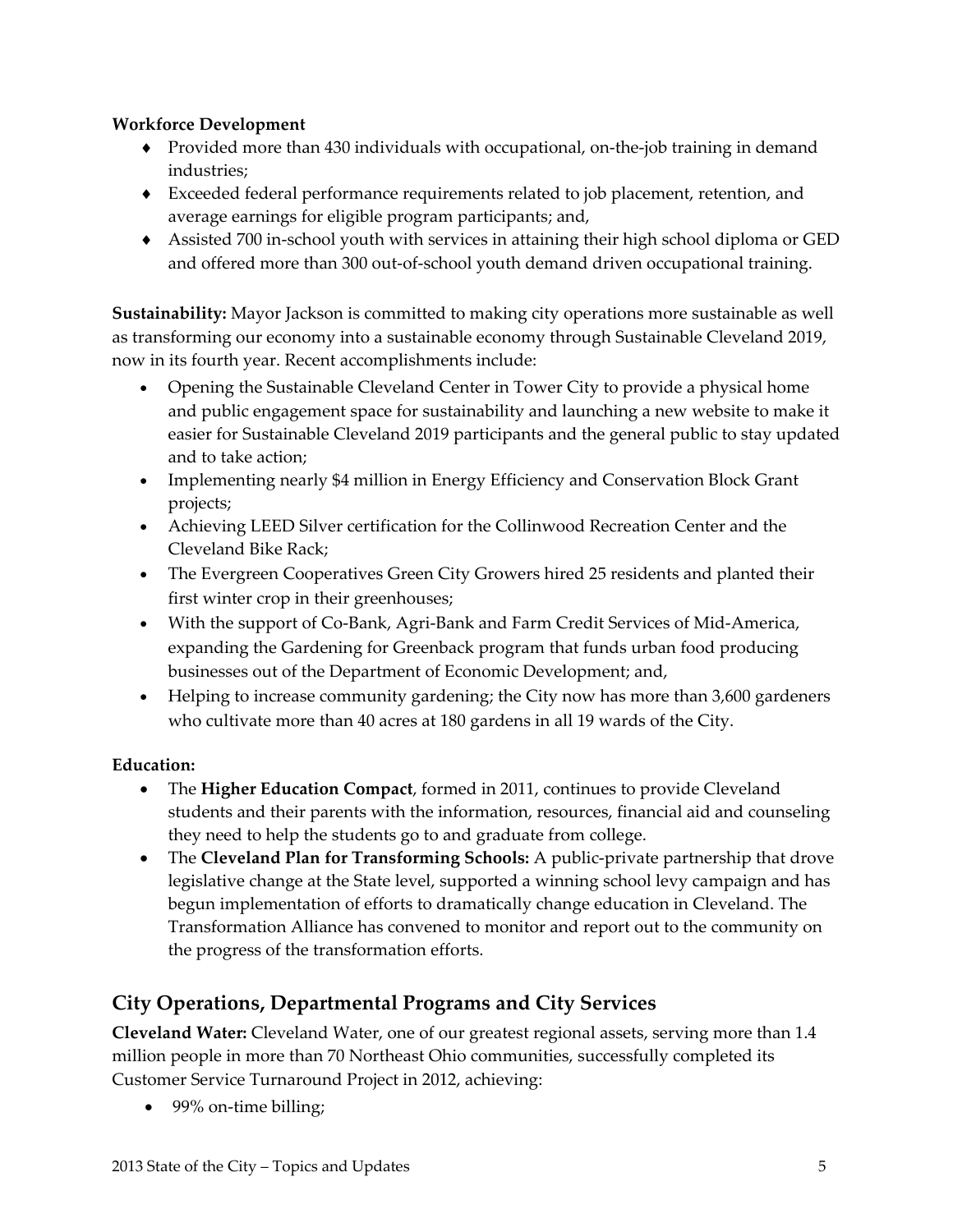**Workforce Development**

- Provided more than 430 individuals with occupational, on-the-job training in demand industries;
- Exceeded federal performance requirements related to job placement, retention, and average earnings for eligible program participants; and,
- Assisted 700 in-school youth with services in attaining their high school diploma or GED and offered more than 300 out-of-school youth demand driven occupational training.

**Sustainability:** Mayor Jackson is committed to making city operations more sustainable as well as transforming our economy into a sustainable economy through Sustainable Cleveland 2019, now in its fourth year. Recent accomplishments include:

- Opening the Sustainable Cleveland Center in Tower City to provide a physical home and public engagement space for sustainability and launching a new website to make it easier for Sustainable Cleveland 2019 participants and the general public to stay updated and to take action;
- Implementing nearly $4 million in Energy Efficiency and Conservation Block Grant projects;
- Achieving LEED Silver certification for the Collinwood Recreation Center and the Cleveland Bike Rack;
- The Evergreen Cooperatives Green City Growers hired 25 residents and planted their first winter crop in their greenhouses;
- With the support of Co-Bank, Agri-Bank and Farm Credit Services of Mid-America, expanding the Gardening for Greenback program that funds urban food producing businesses out of the Department of Economic Development; and,
- Helping to increase community gardening; the City now has more than 3,600 gardeners who cultivate more than 40 acres at 180 gardens in all 19 wards of the City.

**Education:**

- The **Higher Education Compact**, formed in 2011, continues to provide Cleveland students and their parents with the information, resources, financial aid and counseling they need to help the students go to and graduate from college.
- The **Cleveland Plan for Transforming Schools:** A public-private partnership that drove legislative change at the State level, supported a winning school levy campaign and has begun implementation of efforts to dramatically change education in Cleveland. The Transformation Alliance has convened to monitor and report out to the community on the progress of the transformation efforts.

## City Operations, Departmental Programs and City Services

**Cleveland Water:** Cleveland Water, one of our greatest regional assets, serving more than 1.4 million people in more than 70 Northeast Ohio communities, successfully completed its Customer Service Turnaround Project in 2012, achieving:

- 99% on-time billing;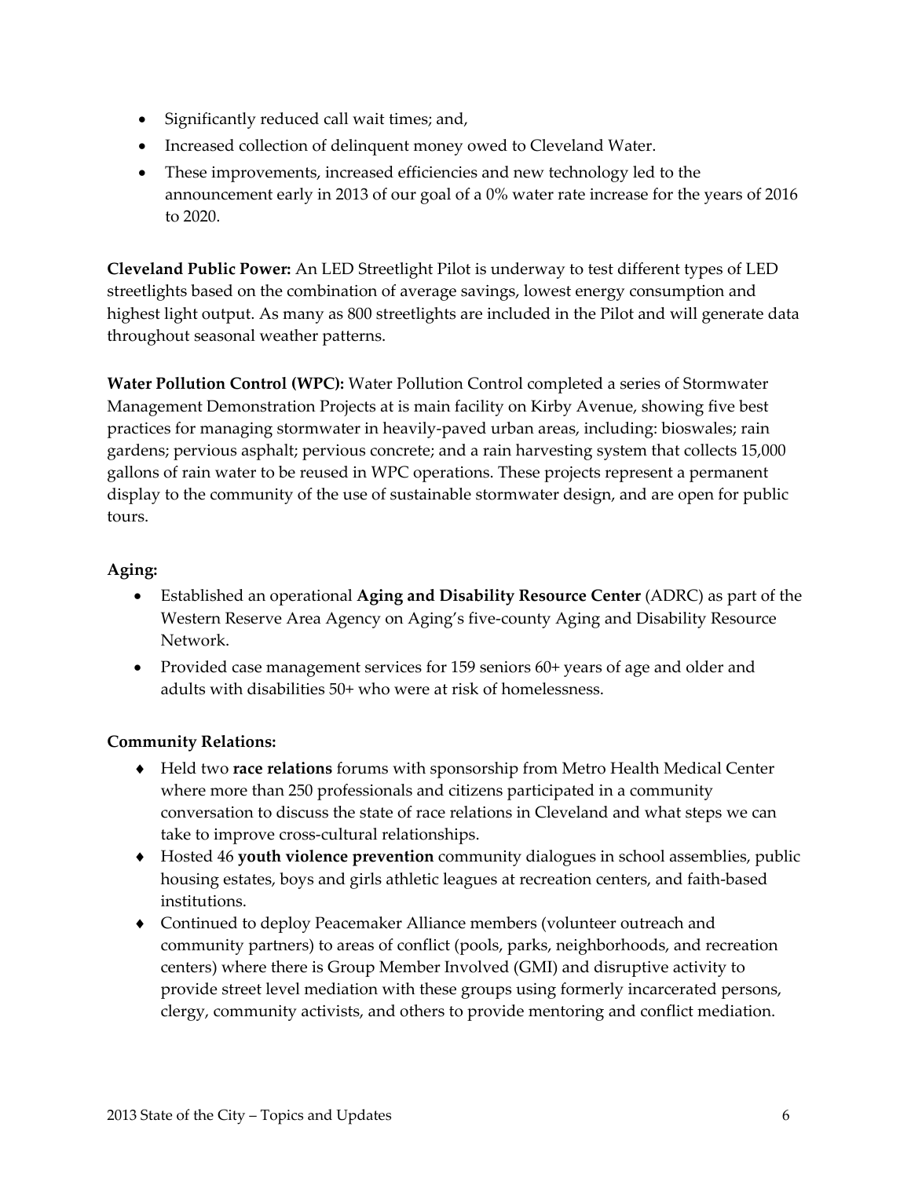- Significantly reduced call wait times; and,
- Increased collection of delinquent money owed to Cleveland Water.
- These improvements, increased efficiencies and new technology led to the announcement early in 2013 of our goal of a 0% water rate increase for the years of 2016 to 2020.

**Cleveland Public Power:** An LED Streetlight Pilot is underway to test different types of LED streetlights based on the combination of average savings, lowest energy consumption and highest light output. As many as 800 streetlights are included in the Pilot and will generate data throughout seasonal weather patterns.

**Water Pollution Control (WPC):** Water Pollution Control completed a series of Stormwater Management Demonstration Projects at is main facility on Kirby Avenue, showing five best practices for managing stormwater in heavily-paved urban areas, including: bioswales; rain gardens; pervious asphalt; pervious concrete; and a rain harvesting system that collects 15,000 gallons of rain water to be reused in WPC operations. These projects represent a permanent display to the community of the use of sustainable stormwater design, and are open for public tours.

**Aging:**

- Established an operational **Aging and Disability Resource Center** (ADRC) as part of the Western Reserve Area Agency on Aging's five-county Aging and Disability Resource Network.
- Provided case management services for 159 seniors 60+ years of age and older and adults with disabilities 50+ who were at risk of homelessness.

**Community Relations:**

- Held two **race relations** forums with sponsorship from Metro Health Medical Center where more than 250 professionals and citizens participated in a community conversation to discuss the state of race relations in Cleveland and what steps we can take to improve cross-cultural relationships.
- Hosted 46 **youth violence prevention** community dialogues in school assemblies, public housing estates, boys and girls athletic leagues at recreation centers, and faith-based institutions.
- Continued to deploy Peacemaker Alliance members (volunteer outreach and community partners) to areas of conflict (pools, parks, neighborhoods, and recreation centers) where there is Group Member Involved (GMI) and disruptive activity to provide street level mediation with these groups using formerly incarcerated persons, clergy, community activists, and others to provide mentoring and conflict mediation.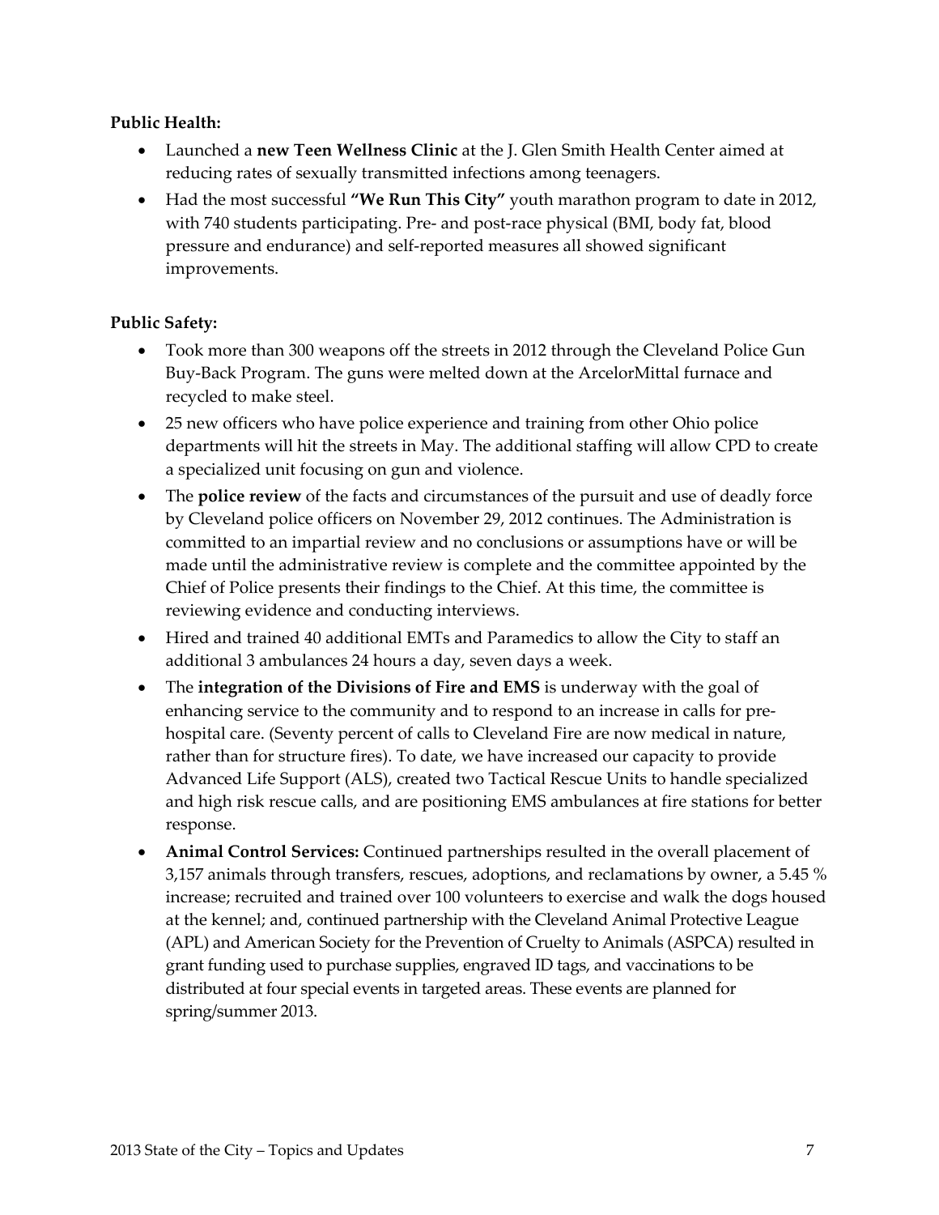**Public Health:**

- Launched a **new Teen Wellness Clinic** at the J. Glen Smith Health Center aimed at reducing rates of sexually transmitted infections among teenagers.
- Had the most successful **"We Run This City"** youth marathon program to date in 2012, with 740 students participating. Pre- and post-race physical (BMI, body fat, blood pressure and endurance) and self-reported measures all showed significant improvements.

**Public Safety:**

- Took more than 300 weapons off the streets in 2012 through the Cleveland Police Gun Buy-Back Program. The guns were melted down at the ArcelorMittal furnace and recycled to make steel.
- 25 new officers who have police experience and training from other Ohio police departments will hit the streets in May. The additional staffing will allow CPD to create a specialized unit focusing on gun and violence.
- The **police review** of the facts and circumstances of the pursuit and use of deadly force by Cleveland police officers on November 29, 2012 continues. The Administration is committed to an impartial review and no conclusions or assumptions have or will be made until the administrative review is complete and the committee appointed by the Chief of Police presents their findings to the Chief. At this time, the committee is reviewing evidence and conducting interviews.
- Hired and trained 40 additional EMTs and Paramedics to allow the City to staff an additional 3 ambulances 24 hours a day, seven days a week.
- The **integration of the Divisions of Fire and EMS** is underway with the goal of enhancing service to the community and to respond to an increase in calls for pre-hospital care. (Seventy percent of calls to Cleveland Fire are now medical in nature, rather than for structure fires). To date, we have increased our capacity to provide Advanced Life Support (ALS), created two Tactical Rescue Units to handle specialized and high risk rescue calls, and are positioning EMS ambulances at fire stations for better response.
- **Animal Control Services:** Continued partnerships resulted in the overall placement of 3,157 animals through transfers, rescues, adoptions, and reclamations by owner, a 5.45 % increase; recruited and trained over 100 volunteers to exercise and walk the dogs housed at the kennel; and, continued partnership with the Cleveland Animal Protective League (APL) and American Society for the Prevention of Cruelty to Animals (ASPCA) resulted in grant funding used to purchase supplies, engraved ID tags, and vaccinations to be distributed at four special events in targeted areas. These events are planned for spring/summer 2013.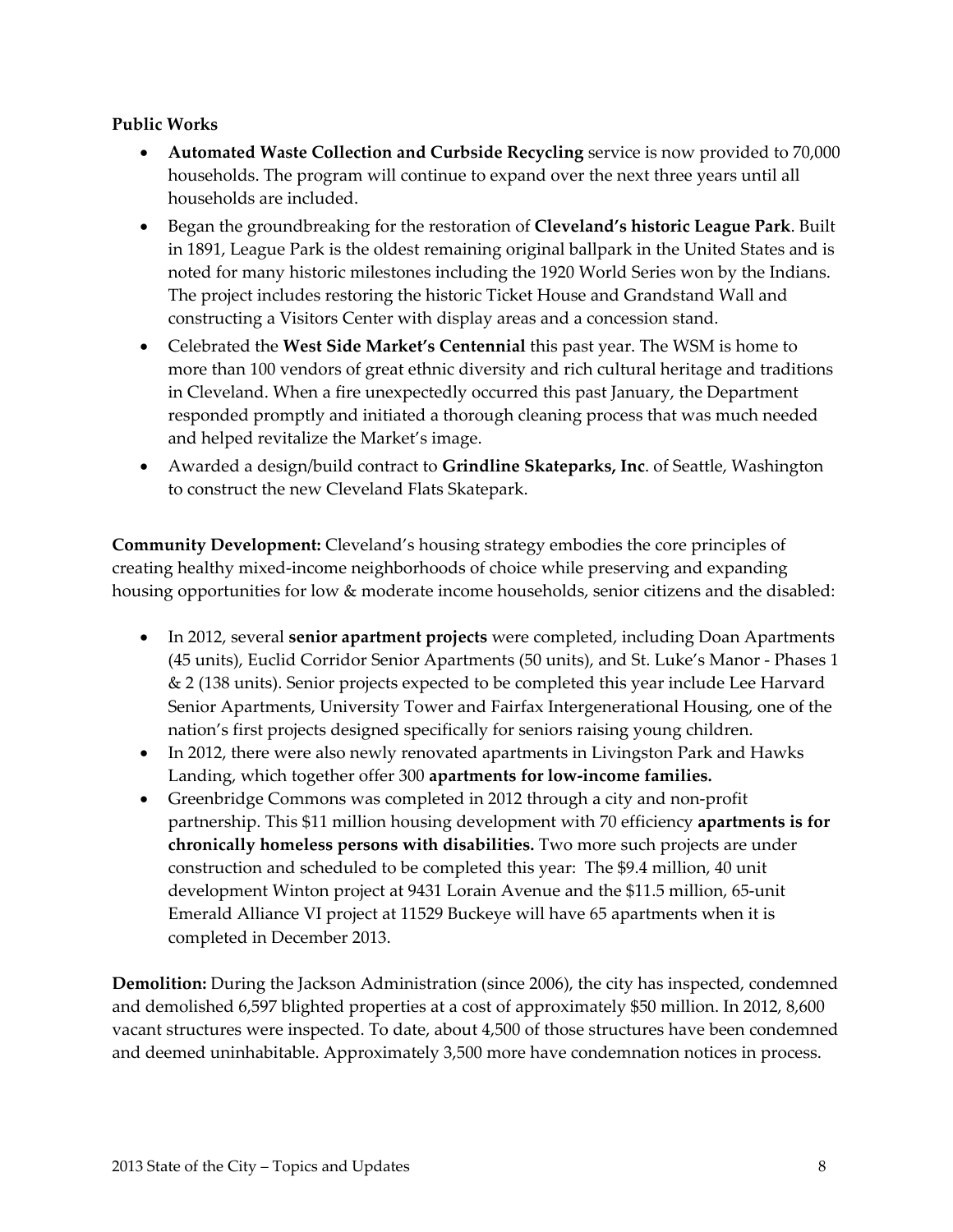**Public Works**

- **Automated Waste Collection and Curbside Recycling** service is now provided to 70,000 households. The program will continue to expand over the next three years until all households are included.
- Began the groundbreaking for the restoration of **Cleveland's historic League Park**. Built in 1891, League Park is the oldest remaining original ballpark in the United States and is noted for many historic milestones including the 1920 World Series won by the Indians. The project includes restoring the historic Ticket House and Grandstand Wall and constructing a Visitors Center with display areas and a concession stand.
- Celebrated the **West Side Market's Centennial** this past year. The WSM is home to more than 100 vendors of great ethnic diversity and rich cultural heritage and traditions in Cleveland. When a fire unexpectedly occurred this past January, the Department responded promptly and initiated a thorough cleaning process that was much needed and helped revitalize the Market's image.
- Awarded a design/build contract to **Grindline Skateparks, Inc**. of Seattle, Washington to construct the new Cleveland Flats Skatepark.

**Community Development:** Cleveland's housing strategy embodies the core principles of creating healthy mixed-income neighborhoods of choice while preserving and expanding housing opportunities for low & moderate income households, senior citizens and the disabled:

- In 2012, several **senior apartment projects** were completed, including Doan Apartments (45 units), Euclid Corridor Senior Apartments (50 units), and St. Luke's Manor - Phases 1 & 2 (138 units). Senior projects expected to be completed this year include Lee Harvard Senior Apartments, University Tower and Fairfax Intergenerational Housing, one of the nation's first projects designed specifically for seniors raising young children.
- In 2012, there were also newly renovated apartments in Livingston Park and Hawks Landing, which together offer 300 **apartments for low-income families.**
- Greenbridge Commons was completed in 2012 through a city and non-profit partnership. This $11 million housing development with 70 efficiency **apartments is for chronically homeless persons with disabilities.** Two more such projects are under construction and scheduled to be completed this year: The $9.4 million, 40 unit development Winton project at 9431 Lorain Avenue and the $11.5 million, 65-unit Emerald Alliance VI project at 11529 Buckeye will have 65 apartments when it is completed in December 2013.

**Demolition:** During the Jackson Administration (since 2006), the city has inspected, condemned and demolished 6,597 blighted properties at a cost of approximately $50 million. In 2012, 8,600 vacant structures were inspected. To date, about 4,500 of those structures have been condemned and deemed uninhabitable. Approximately 3,500 more have condemnation notices in process.